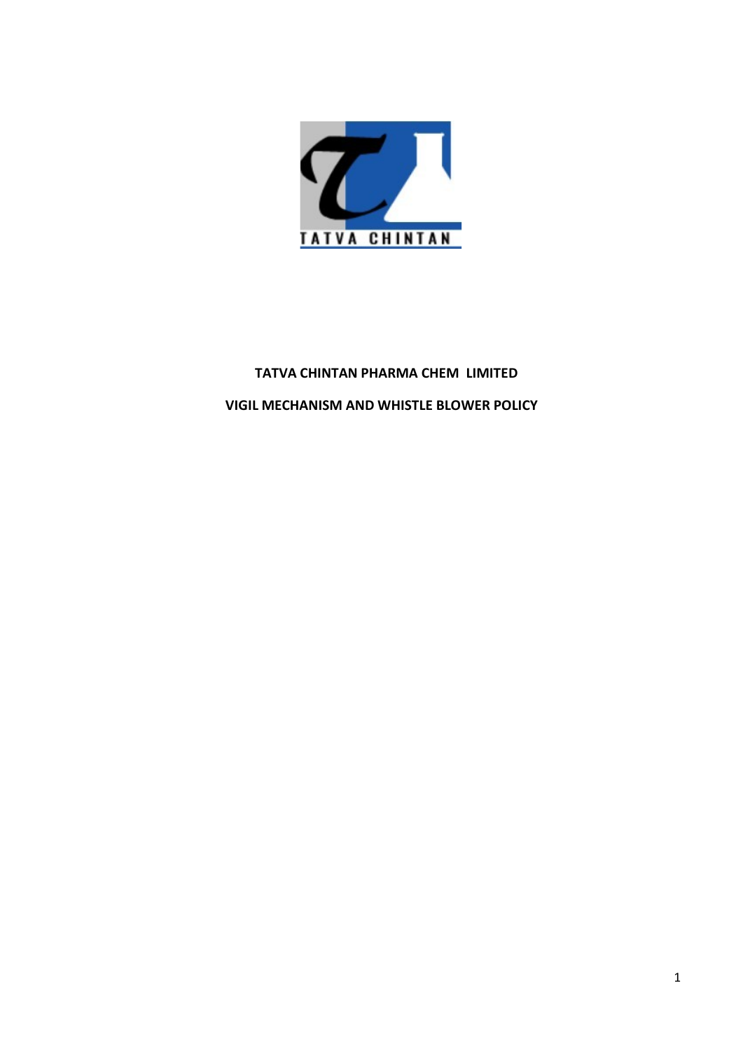# TATVA CHINTAN PHARMA CHEM LIMITED

## VIGIL MECHANISM AND WHISTLE BLOWER POLICY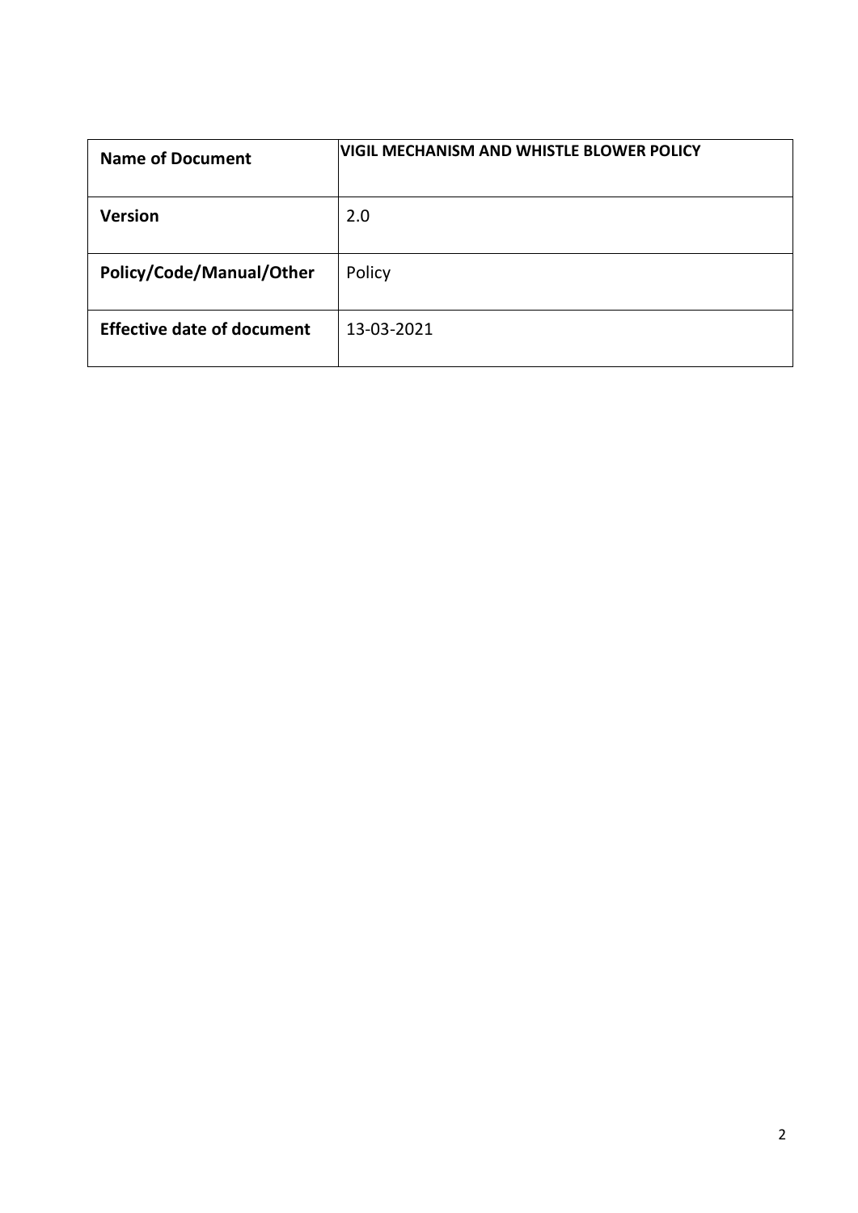| **Name of Document** | **VIGIL MECHANISM AND WHISTLE BLOWER POLICY** |
| --- | --- |
| **Version** | 2.0 |
| **Policy/Code/Manual/Other** | Policy |
| **Effective date of document** | 13-03-2021 |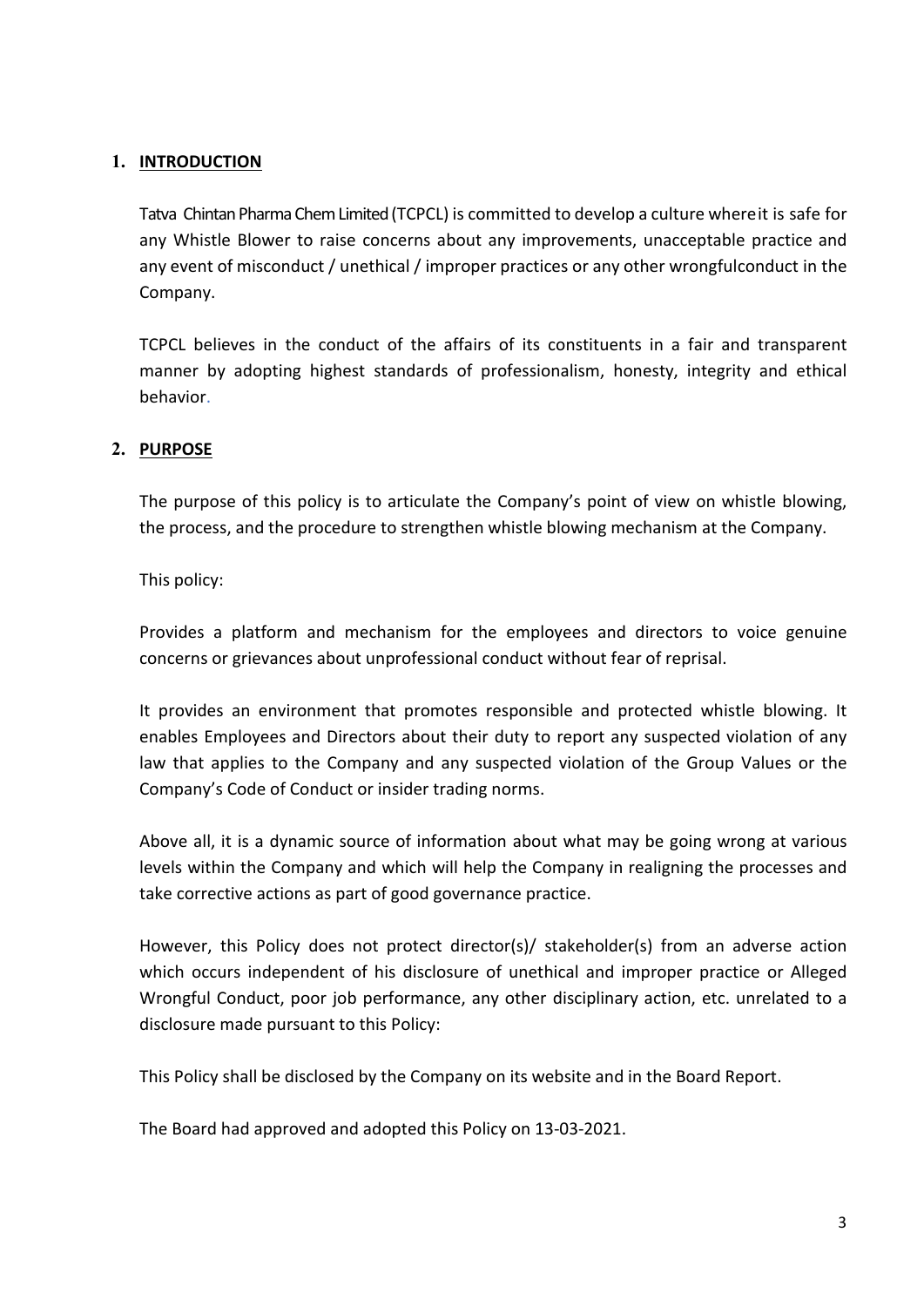## 1. INTRODUCTION

Tatva Chintan Pharma Chem Limited (TCPCL) is committed to develop a culture where it is safe for any Whistle Blower to raise concerns about any improvements, unacceptable practice and any event of misconduct / unethical / improper practices or any other wrongful conduct in the Company.

TCPCL believes in the conduct of the affairs of its constituents in a fair and transparent manner by adopting highest standards of professionalism, honesty, integrity and ethical behavior.

## 2. PURPOSE

The purpose of this policy is to articulate the Company's point of view on whistle blowing, the process, and the procedure to strengthen whistle blowing mechanism at the Company.

This policy:

Provides a platform and mechanism for the employees and directors to voice genuine concerns or grievances about unprofessional conduct without fear of reprisal.

It provides an environment that promotes responsible and protected whistle blowing. It enables Employees and Directors about their duty to report any suspected violation of any law that applies to the Company and any suspected violation of the Group Values or the Company's Code of Conduct or insider trading norms.

Above all, it is a dynamic source of information about what may be going wrong at various levels within the Company and which will help the Company in realigning the processes and take corrective actions as part of good governance practice.

However, this Policy does not protect director(s)/ stakeholder(s) from an adverse action which occurs independent of his disclosure of unethical and improper practice or Alleged Wrongful Conduct, poor job performance, any other disciplinary action, etc. unrelated to a disclosure made pursuant to this Policy:

This Policy shall be disclosed by the Company on its website and in the Board Report.

The Board had approved and adopted this Policy on 13-03-2021.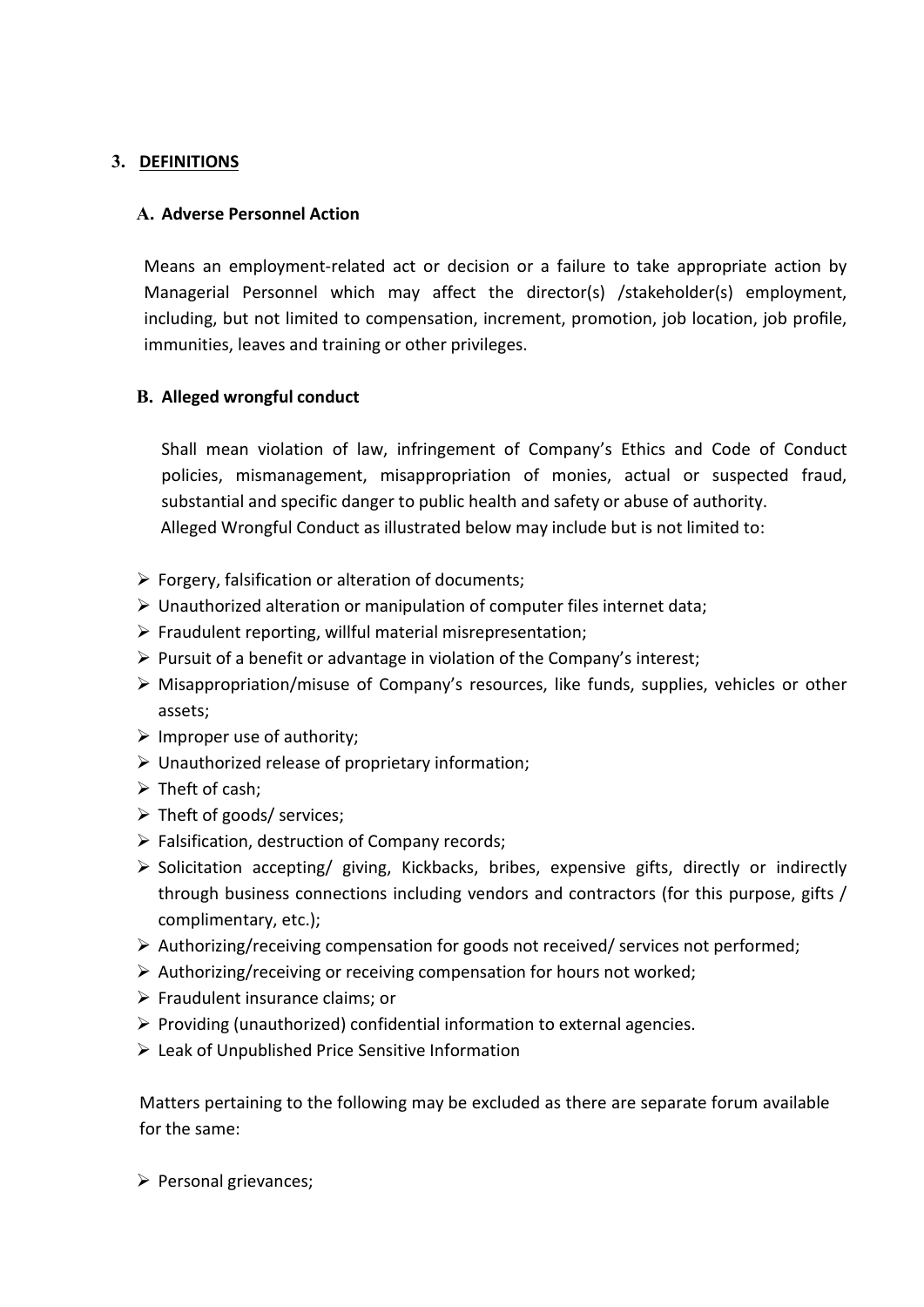## 3. DEFINITIONS

### A. Adverse Personnel Action

Means an employment-related act or decision or a failure to take appropriate action by Managerial Personnel which may affect the director(s) /stakeholder(s) employment, including, but not limited to compensation, increment, promotion, job location, job profile, immunities, leaves and training or other privileges.

### B. Alleged wrongful conduct

Shall mean violation of law, infringement of Company's Ethics and Code of Conduct policies, mismanagement, misappropriation of monies, actual or suspected fraud, substantial and specific danger to public health and safety or abuse of authority.
Alleged Wrongful Conduct as illustrated below may include but is not limited to:

- Forgery, falsification or alteration of documents;
- Unauthorized alteration or manipulation of computer files internet data;
- Fraudulent reporting, willful material misrepresentation;
- Pursuit of a benefit or advantage in violation of the Company's interest;
- Misappropriation/misuse of Company's resources, like funds, supplies, vehicles or other assets;
- Improper use of authority;
- Unauthorized release of proprietary information;
- Theft of cash;
- Theft of goods/ services;
- Falsification, destruction of Company records;
- Solicitation accepting/ giving, Kickbacks, bribes, expensive gifts, directly or indirectly through business connections including vendors and contractors (for this purpose, gifts / complimentary, etc.);
- Authorizing/receiving compensation for goods not received/ services not performed;
- Authorizing/receiving or receiving compensation for hours not worked;
- Fraudulent insurance claims; or
- Providing (unauthorized) confidential information to external agencies.
- Leak of Unpublished Price Sensitive Information

Matters pertaining to the following may be excluded as there are separate forum available for the same:

- Personal grievances;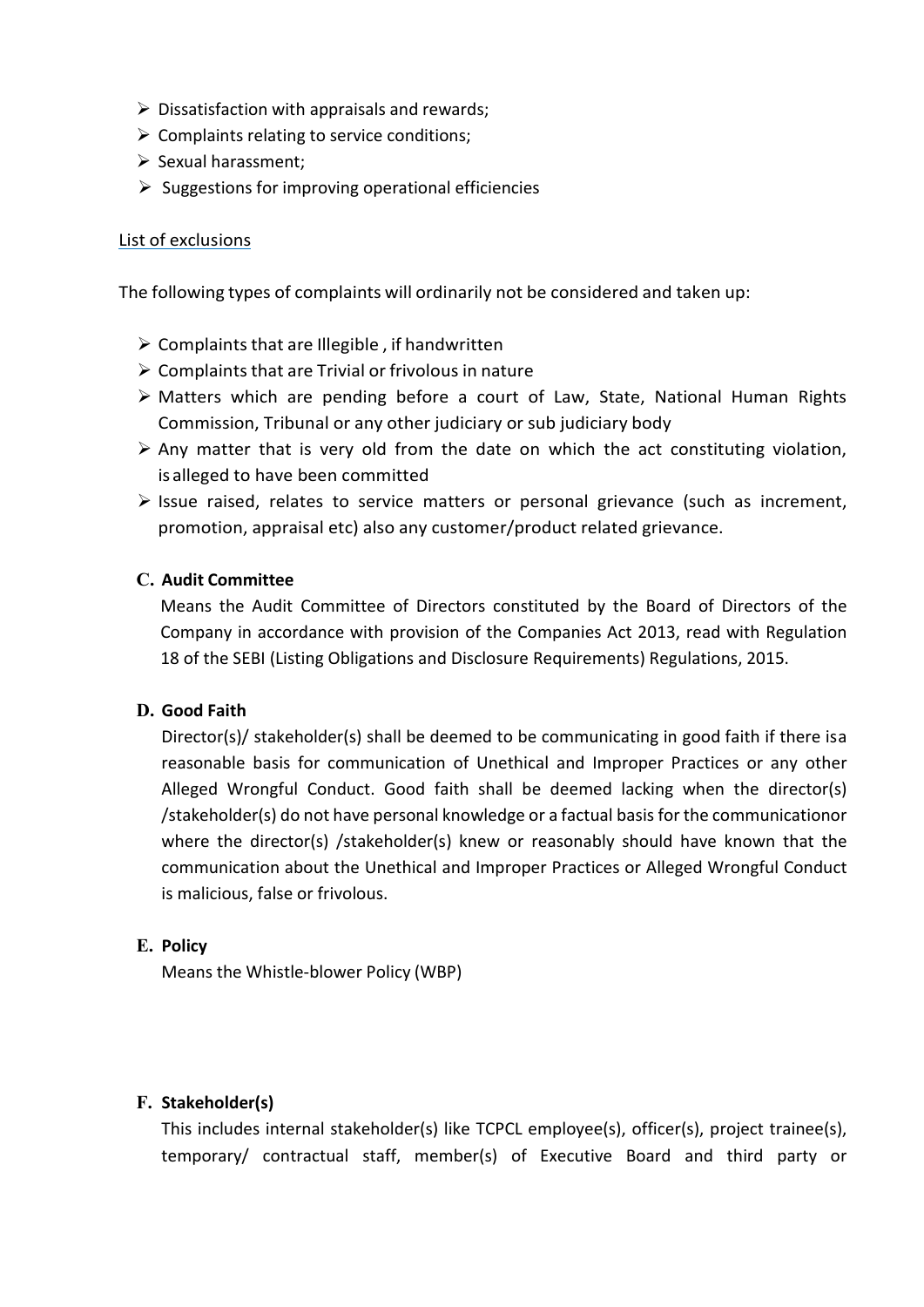- Dissatisfaction with appraisals and rewards;
- Complaints relating to service conditions;
- Sexual harassment;
- Suggestions for improving operational efficiencies

List of exclusions

The following types of complaints will ordinarily not be considered and taken up:

- Complaints that are Illegible , if handwritten
- Complaints that are Trivial or frivolous in nature
- Matters which are pending before a court of Law, State, National Human Rights Commission, Tribunal or any other judiciary or sub judiciary body
- Any matter that is very old from the date on which the act constituting violation, is alleged to have been committed
- Issue raised, relates to service matters or personal grievance (such as increment, promotion, appraisal etc) also any customer/product related grievance.

**C. Audit Committee**

Means the Audit Committee of Directors constituted by the Board of Directors of the Company in accordance with provision of the Companies Act 2013, read with Regulation 18 of the SEBI (Listing Obligations and Disclosure Requirements) Regulations, 2015.

**D. Good Faith**

Director(s)/ stakeholder(s) shall be deemed to be communicating in good faith if there isa reasonable basis for communication of Unethical and Improper Practices or any other Alleged Wrongful Conduct. Good faith shall be deemed lacking when the director(s) /stakeholder(s) do not have personal knowledge or a factual basis for the communicationor where the director(s) /stakeholder(s) knew or reasonably should have known that the communication about the Unethical and Improper Practices or Alleged Wrongful Conduct is malicious, false or frivolous.

**E. Policy**

Means the Whistle-blower Policy (WBP)

**F. Stakeholder(s)**

This includes internal stakeholder(s) like TCPCL employee(s), officer(s), project trainee(s), temporary/ contractual staff, member(s) of Executive Board and third party or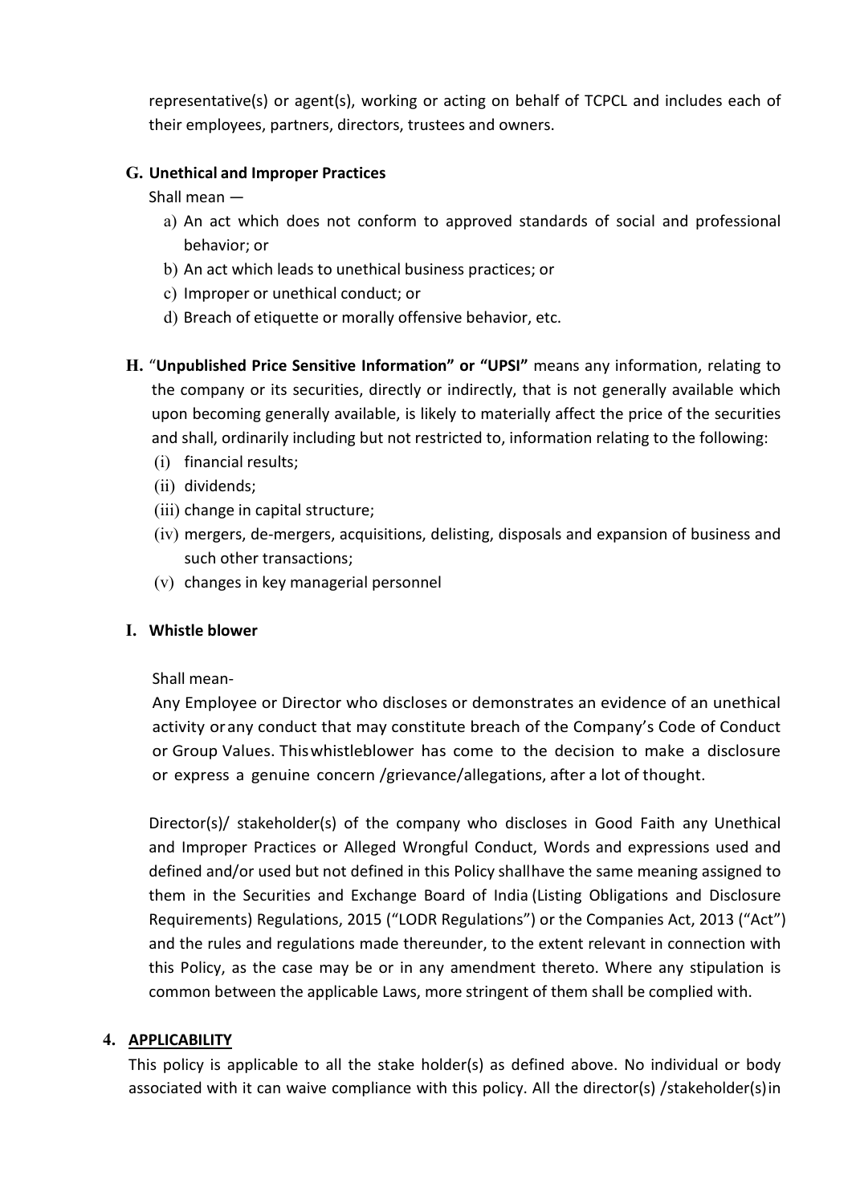representative(s) or agent(s), working or acting on behalf of TCPCL and includes each of their employees, partners, directors, trustees and owners.

**G. Unethical and Improper Practices**

Shall mean —

a) An act which does not conform to approved standards of social and professional behavior; or
b) An act which leads to unethical business practices; or
c) Improper or unethical conduct; or
d) Breach of etiquette or morally offensive behavior, etc.

**H.** "**Unpublished Price Sensitive Information" or "UPSI"** means any information, relating to the company or its securities, directly or indirectly, that is not generally available which upon becoming generally available, is likely to materially affect the price of the securities and shall, ordinarily including but not restricted to, information relating to the following:

(i) financial results;
(ii) dividends;
(iii) change in capital structure;
(iv) mergers, de-mergers, acquisitions, delisting, disposals and expansion of business and such other transactions;
(v) changes in key managerial personnel

**I. Whistle blower**

Shall mean-

Any Employee or Director who discloses or demonstrates an evidence of an unethical activity or any conduct that may constitute breach of the Company's Code of Conduct or Group Values. This whistleblower has come to the decision to make a disclosure or express a genuine concern /grievance/allegations, after a lot of thought.

Director(s)/ stakeholder(s) of the company who discloses in Good Faith any Unethical and Improper Practices or Alleged Wrongful Conduct, Words and expressions used and defined and/or used but not defined in this Policy shall have the same meaning assigned to them in the Securities and Exchange Board of India (Listing Obligations and Disclosure Requirements) Regulations, 2015 ("LODR Regulations") or the Companies Act, 2013 ("Act") and the rules and regulations made thereunder, to the extent relevant in connection with this Policy, as the case may be or in any amendment thereto. Where any stipulation is common between the applicable Laws, more stringent of them shall be complied with.

**4. <u>APPLICABILITY</u>**

This policy is applicable to all the stake holder(s) as defined above. No individual or body associated with it can waive compliance with this policy. All the director(s) /stakeholder(s) in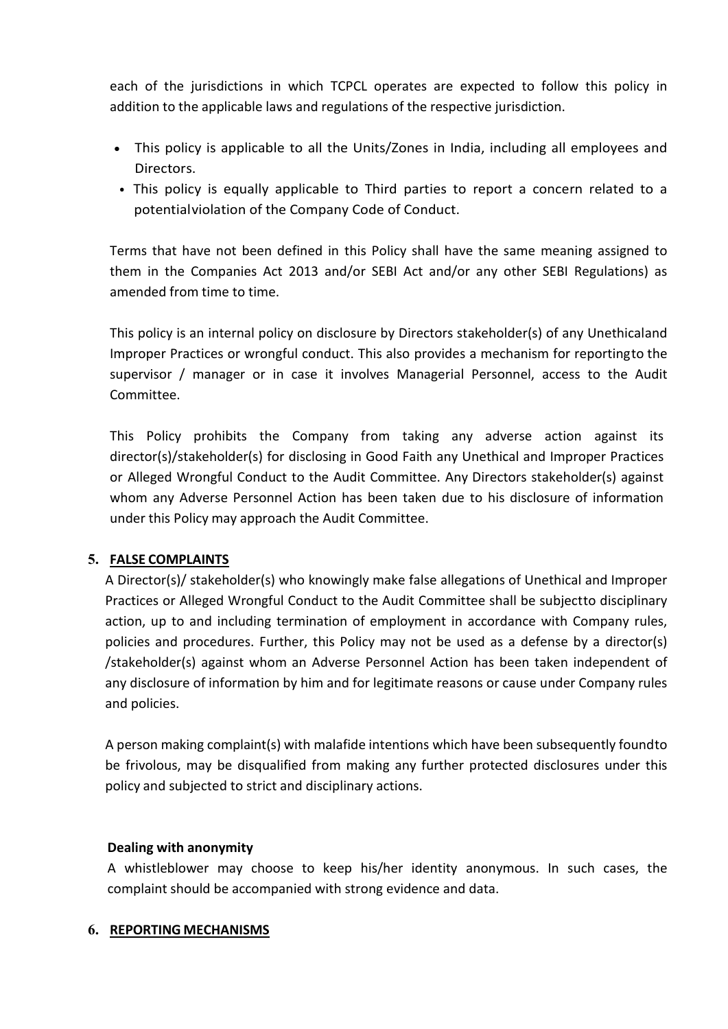each of the jurisdictions in which TCPCL operates are expected to follow this policy in addition to the applicable laws and regulations of the respective jurisdiction.

- This policy is applicable to all the Units/Zones in India, including all employees and Directors.
- This policy is equally applicable to Third parties to report a concern related to a potentialviolation of the Company Code of Conduct.

Terms that have not been defined in this Policy shall have the same meaning assigned to them in the Companies Act 2013 and/or SEBI Act and/or any other SEBI Regulations) as amended from time to time.

This policy is an internal policy on disclosure by Directors stakeholder(s) of any Unethicaland Improper Practices or wrongful conduct. This also provides a mechanism for reportingto the supervisor / manager or in case it involves Managerial Personnel, access to the Audit Committee.

This Policy prohibits the Company from taking any adverse action against its director(s)/stakeholder(s) for disclosing in Good Faith any Unethical and Improper Practices or Alleged Wrongful Conduct to the Audit Committee. Any Directors stakeholder(s) against whom any Adverse Personnel Action has been taken due to his disclosure of information under this Policy may approach the Audit Committee.

## 5. FALSE COMPLAINTS

A Director(s)/ stakeholder(s) who knowingly make false allegations of Unethical and Improper Practices or Alleged Wrongful Conduct to the Audit Committee shall be subjectto disciplinary action, up to and including termination of employment in accordance with Company rules, policies and procedures. Further, this Policy may not be used as a defense by a director(s) /stakeholder(s) against whom an Adverse Personnel Action has been taken independent of any disclosure of information by him and for legitimate reasons or cause under Company rules and policies.

A person making complaint(s) with malafide intentions which have been subsequently foundto be frivolous, may be disqualified from making any further protected disclosures under this policy and subjected to strict and disciplinary actions.

**Dealing with anonymity**

A whistleblower may choose to keep his/her identity anonymous. In such cases, the complaint should be accompanied with strong evidence and data.

## 6. REPORTING MECHANISMS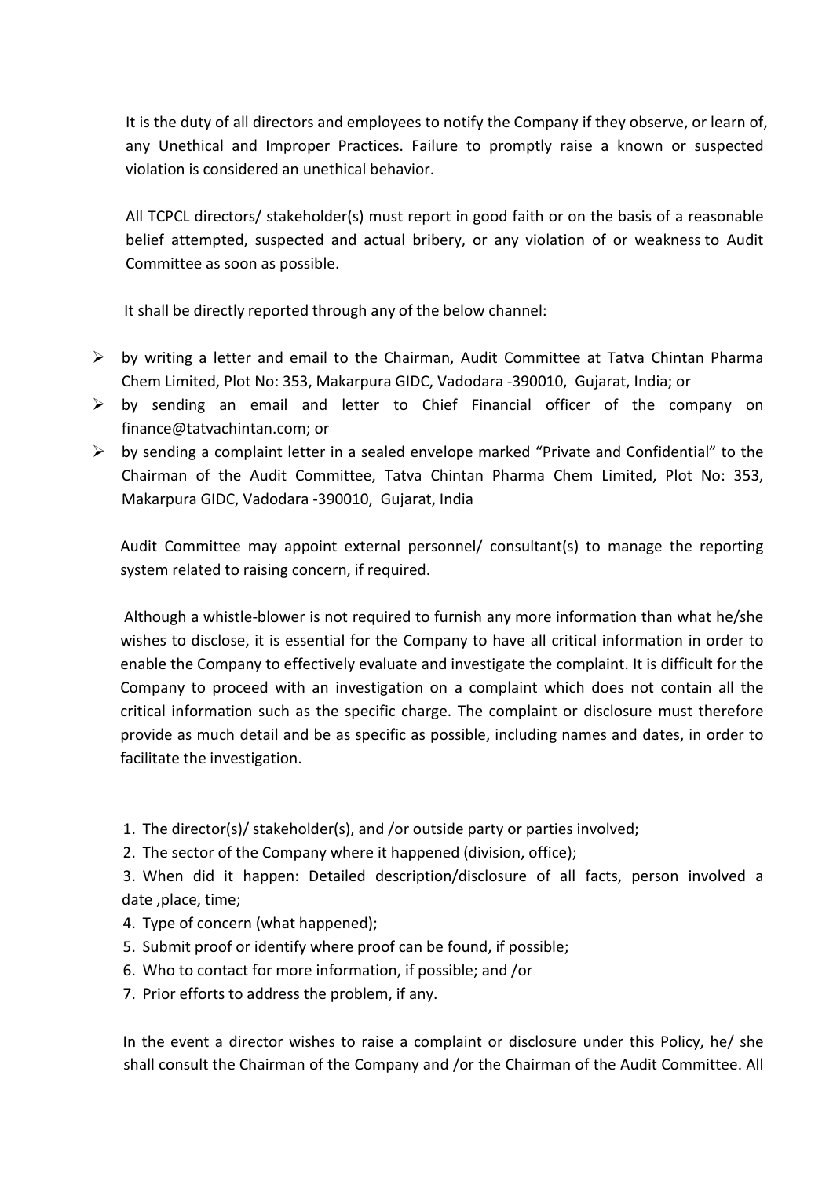It is the duty of all directors and employees to notify the Company if they observe, or learn of, any Unethical and Improper Practices. Failure to promptly raise a known or suspected violation is considered an unethical behavior.

All TCPCL directors/ stakeholder(s) must report in good faith or on the basis of a reasonable belief attempted, suspected and actual bribery, or any violation of or weakness to Audit Committee as soon as possible.

It shall be directly reported through any of the below channel:

- by writing a letter and email to the Chairman, Audit Committee at Tatva Chintan Pharma Chem Limited, Plot No: 353, Makarpura GIDC, Vadodara -390010, Gujarat, India; or
- by sending an email and letter to Chief Financial officer of the company on finance@tatvachintan.com; or
- by sending a complaint letter in a sealed envelope marked "Private and Confidential" to the Chairman of the Audit Committee, Tatva Chintan Pharma Chem Limited, Plot No: 353, Makarpura GIDC, Vadodara -390010, Gujarat, India

Audit Committee may appoint external personnel/ consultant(s) to manage the reporting system related to raising concern, if required.

Although a whistle-blower is not required to furnish any more information than what he/she wishes to disclose, it is essential for the Company to have all critical information in order to enable the Company to effectively evaluate and investigate the complaint. It is difficult for the Company to proceed with an investigation on a complaint which does not contain all the critical information such as the specific charge. The complaint or disclosure must therefore provide as much detail and be as specific as possible, including names and dates, in order to facilitate the investigation.

1. The director(s)/ stakeholder(s), and /or outside party or parties involved;
2. The sector of the Company where it happened (division, office);
3. When did it happen: Detailed description/disclosure of all facts, person involved a date ,place, time;
4. Type of concern (what happened);
5. Submit proof or identify where proof can be found, if possible;
6. Who to contact for more information, if possible; and /or
7. Prior efforts to address the problem, if any.

In the event a director wishes to raise a complaint or disclosure under this Policy, he/ she shall consult the Chairman of the Company and /or the Chairman of the Audit Committee. All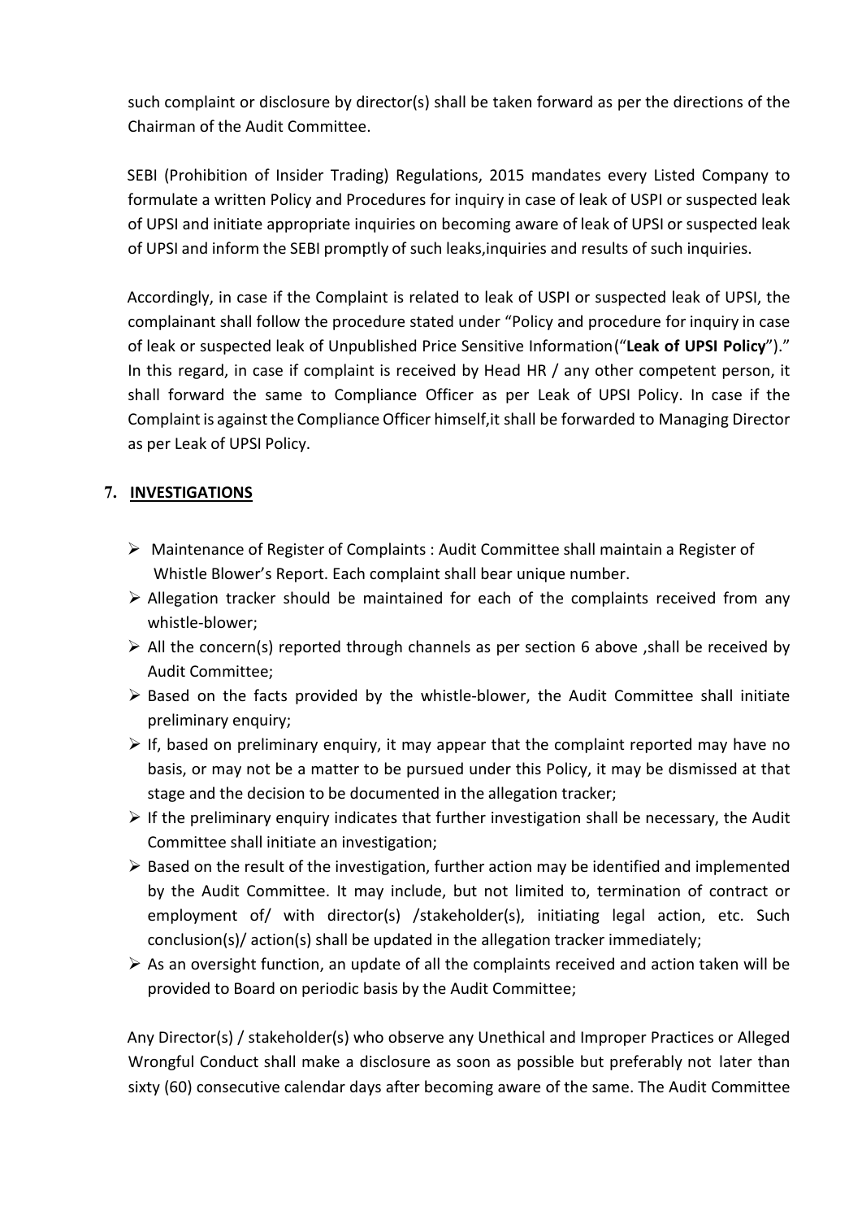such complaint or disclosure by director(s) shall be taken forward as per the directions of the Chairman of the Audit Committee.

SEBI (Prohibition of Insider Trading) Regulations, 2015 mandates every Listed Company to formulate a written Policy and Procedures for inquiry in case of leak of USPI or suspected leak of UPSI and initiate appropriate inquiries on becoming aware of leak of UPSI or suspected leak of UPSI and inform the SEBI promptly of such leaks,inquiries and results of such inquiries.

Accordingly, in case if the Complaint is related to leak of USPI or suspected leak of UPSI, the complainant shall follow the procedure stated under "Policy and procedure for inquiry in case of leak or suspected leak of Unpublished Price Sensitive Information("**Leak of UPSI Policy**")." In this regard, in case if complaint is received by Head HR / any other competent person, it shall forward the same to Compliance Officer as per Leak of UPSI Policy. In case if the Complaint is against the Compliance Officer himself,it shall be forwarded to Managing Director as per Leak of UPSI Policy.

## 7. INVESTIGATIONS

- Maintenance of Register of Complaints : Audit Committee shall maintain a Register of Whistle Blower's Report. Each complaint shall bear unique number.
- Allegation tracker should be maintained for each of the complaints received from any whistle-blower;
- All the concern(s) reported through channels as per section 6 above ,shall be received by Audit Committee;
- Based on the facts provided by the whistle-blower, the Audit Committee shall initiate preliminary enquiry;
- If, based on preliminary enquiry, it may appear that the complaint reported may have no basis, or may not be a matter to be pursued under this Policy, it may be dismissed at that stage and the decision to be documented in the allegation tracker;
- If the preliminary enquiry indicates that further investigation shall be necessary, the Audit Committee shall initiate an investigation;
- Based on the result of the investigation, further action may be identified and implemented by the Audit Committee. It may include, but not limited to, termination of contract or employment of/ with director(s) /stakeholder(s), initiating legal action, etc. Such conclusion(s)/ action(s) shall be updated in the allegation tracker immediately;
- As an oversight function, an update of all the complaints received and action taken will be provided to Board on periodic basis by the Audit Committee;

Any Director(s) / stakeholder(s) who observe any Unethical and Improper Practices or Alleged Wrongful Conduct shall make a disclosure as soon as possible but preferably not later than sixty (60) consecutive calendar days after becoming aware of the same. The Audit Committee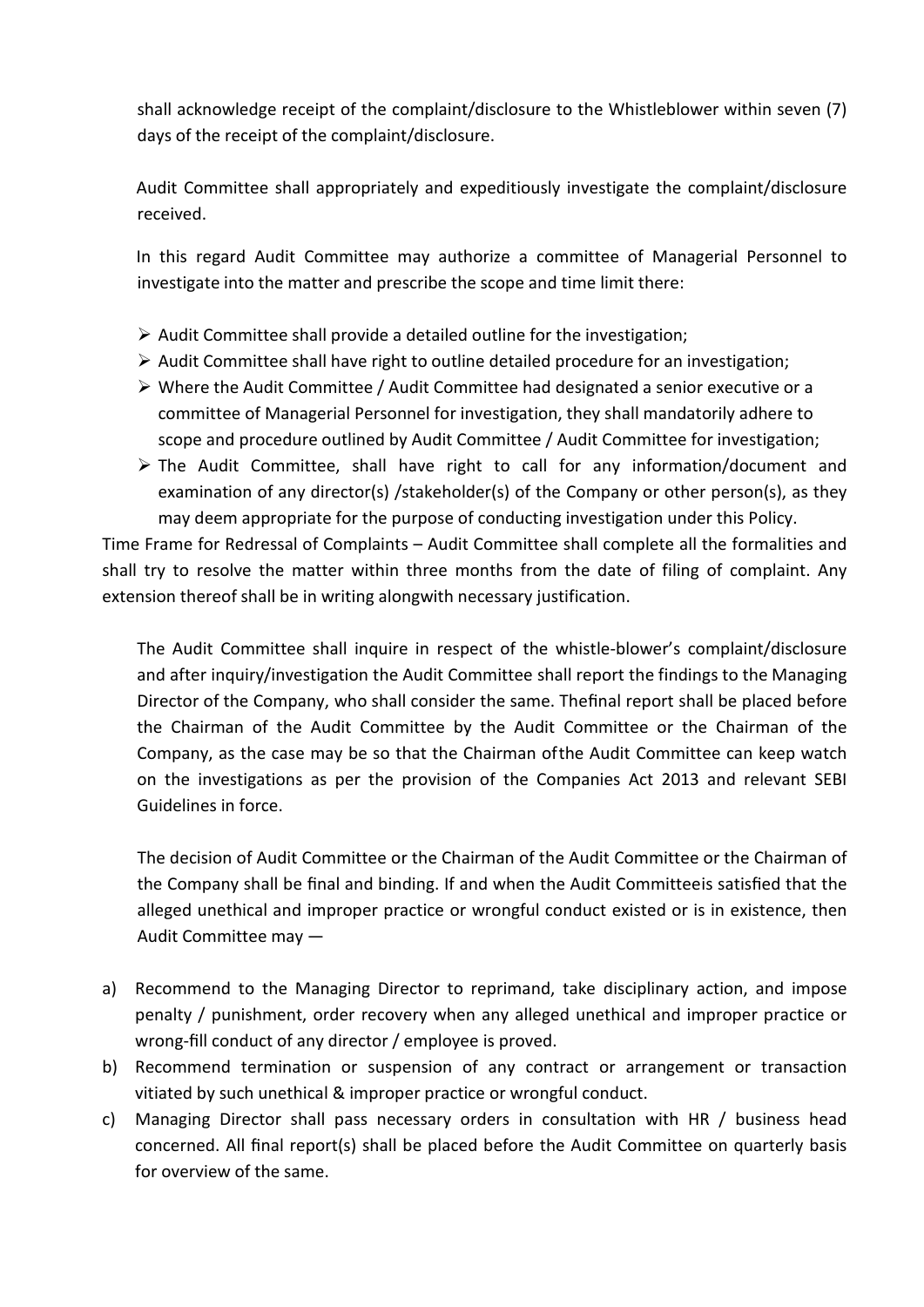shall acknowledge receipt of the complaint/disclosure to the Whistleblower within seven (7) days of the receipt of the complaint/disclosure.

Audit Committee shall appropriately and expeditiously investigate the complaint/disclosure received.

In this regard Audit Committee may authorize a committee of Managerial Personnel to investigate into the matter and prescribe the scope and time limit there:

- Audit Committee shall provide a detailed outline for the investigation;
- Audit Committee shall have right to outline detailed procedure for an investigation;
- Where the Audit Committee / Audit Committee had designated a senior executive or a committee of Managerial Personnel for investigation, they shall mandatorily adhere to scope and procedure outlined by Audit Committee / Audit Committee for investigation;
- The Audit Committee, shall have right to call for any information/document and examination of any director(s) /stakeholder(s) of the Company or other person(s), as they may deem appropriate for the purpose of conducting investigation under this Policy.

Time Frame for Redressal of Complaints – Audit Committee shall complete all the formalities and shall try to resolve the matter within three months from the date of filing of complaint. Any extension thereof shall be in writing alongwith necessary justification.

The Audit Committee shall inquire in respect of the whistle-blower's complaint/disclosure and after inquiry/investigation the Audit Committee shall report the findings to the Managing Director of the Company, who shall consider the same. Thefinal report shall be placed before the Chairman of the Audit Committee by the Audit Committee or the Chairman of the Company, as the case may be so that the Chairman ofthe Audit Committee can keep watch on the investigations as per the provision of the Companies Act 2013 and relevant SEBI Guidelines in force.

The decision of Audit Committee or the Chairman of the Audit Committee or the Chairman of the Company shall be final and binding. If and when the Audit Committeeis satisfied that the alleged unethical and improper practice or wrongful conduct existed or is in existence, then Audit Committee may —

a) Recommend to the Managing Director to reprimand, take disciplinary action, and impose penalty / punishment, order recovery when any alleged unethical and improper practice or wrong-fill conduct of any director / employee is proved.
b) Recommend termination or suspension of any contract or arrangement or transaction vitiated by such unethical & improper practice or wrongful conduct.
c) Managing Director shall pass necessary orders in consultation with HR / business head concerned. All final report(s) shall be placed before the Audit Committee on quarterly basis for overview of the same.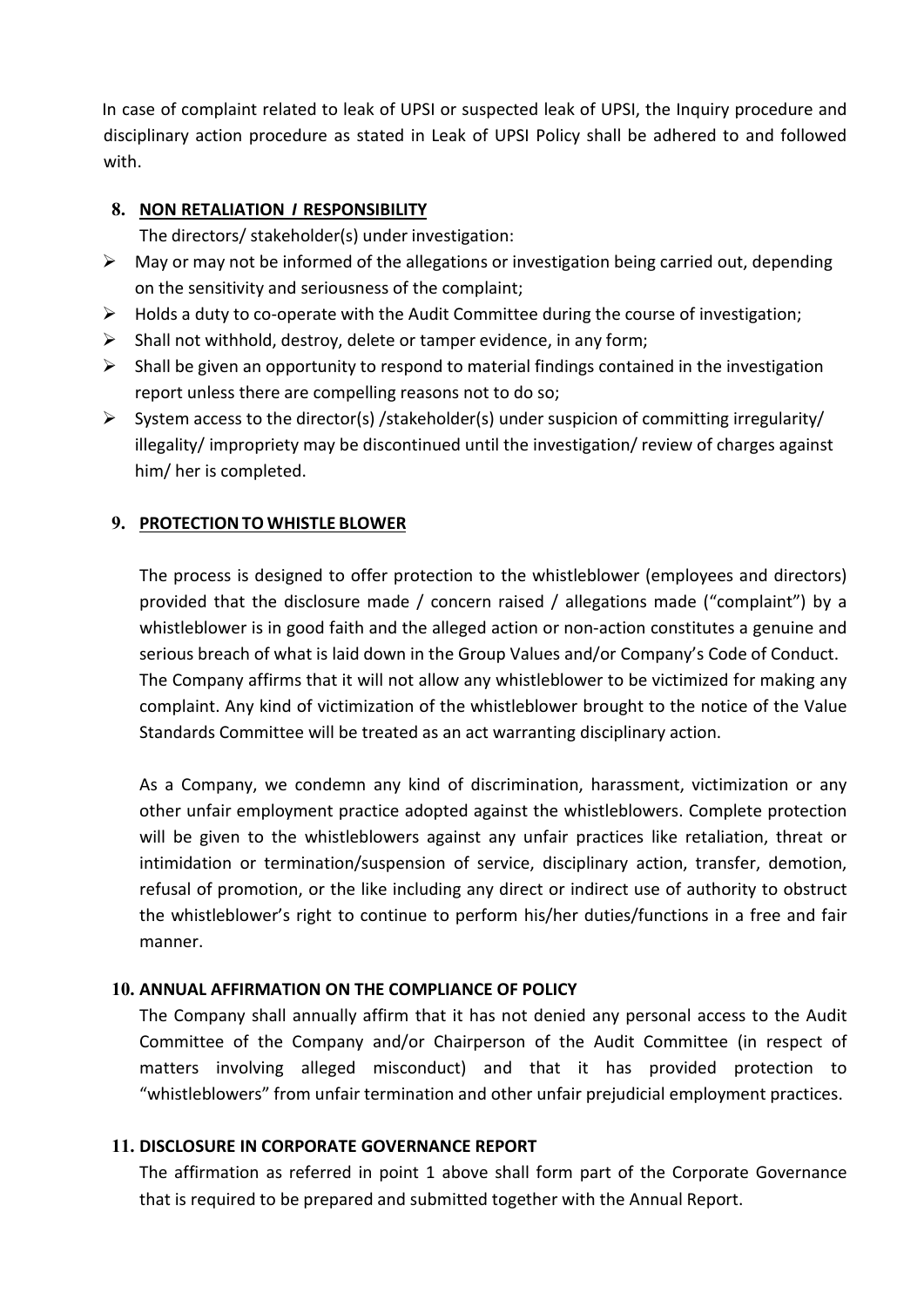In case of complaint related to leak of UPSI or suspected leak of UPSI, the Inquiry procedure and disciplinary action procedure as stated in Leak of UPSI Policy shall be adhered to and followed with.

## 8. NON RETALIATION / RESPONSIBILITY

The directors/ stakeholder(s) under investigation:

- May or may not be informed of the allegations or investigation being carried out, depending on the sensitivity and seriousness of the complaint;
- Holds a duty to co-operate with the Audit Committee during the course of investigation;
- Shall not withhold, destroy, delete or tamper evidence, in any form;
- Shall be given an opportunity to respond to material findings contained in the investigation report unless there are compelling reasons not to do so;
- System access to the director(s) /stakeholder(s) under suspicion of committing irregularity/ illegality/ impropriety may be discontinued until the investigation/ review of charges against him/ her is completed.

## 9. PROTECTION TO WHISTLE BLOWER

The process is designed to offer protection to the whistleblower (employees and directors) provided that the disclosure made / concern raised / allegations made ("complaint") by a whistleblower is in good faith and the alleged action or non-action constitutes a genuine and serious breach of what is laid down in the Group Values and/or Company's Code of Conduct. The Company affirms that it will not allow any whistleblower to be victimized for making any complaint. Any kind of victimization of the whistleblower brought to the notice of the Value Standards Committee will be treated as an act warranting disciplinary action.

As a Company, we condemn any kind of discrimination, harassment, victimization or any other unfair employment practice adopted against the whistleblowers. Complete protection will be given to the whistleblowers against any unfair practices like retaliation, threat or intimidation or termination/suspension of service, disciplinary action, transfer, demotion, refusal of promotion, or the like including any direct or indirect use of authority to obstruct the whistleblower's right to continue to perform his/her duties/functions in a free and fair manner.

## 10. ANNUAL AFFIRMATION ON THE COMPLIANCE OF POLICY

The Company shall annually affirm that it has not denied any personal access to the Audit Committee of the Company and/or Chairperson of the Audit Committee (in respect of matters involving alleged misconduct) and that it has provided protection to "whistleblowers" from unfair termination and other unfair prejudicial employment practices.

## 11. DISCLOSURE IN CORPORATE GOVERNANCE REPORT

The affirmation as referred in point 1 above shall form part of the Corporate Governance that is required to be prepared and submitted together with the Annual Report.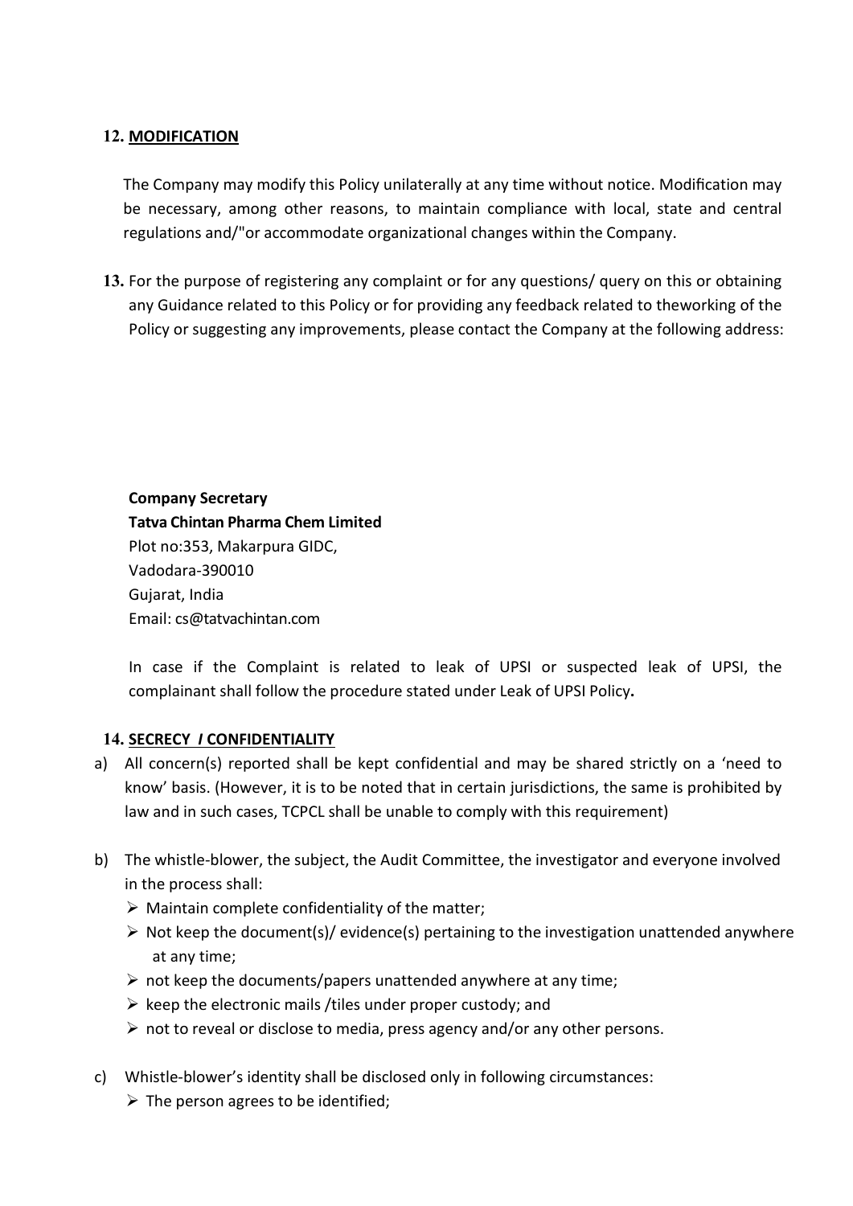## 12. MODIFICATION

The Company may modify this Policy unilaterally at any time without notice. Modification may be necessary, among other reasons, to maintain compliance with local, state and central regulations and/"or accommodate organizational changes within the Company.

**13.** For the purpose of registering any complaint or for any questions/ query on this or obtaining any Guidance related to this Policy or for providing any feedback related to theworking of the Policy or suggesting any improvements, please contact the Company at the following address:

**Company Secretary**
**Tatva Chintan Pharma Chem Limited**
Plot no:353, Makarpura GIDC,
Vadodara-390010
Gujarat, India
Email: cs@tatvachintan.com

In case if the Complaint is related to leak of UPSI or suspected leak of UPSI, the complainant shall follow the procedure stated under Leak of UPSI Policy**.**

## 14. SECRECY I CONFIDENTIALITY

a) All concern(s) reported shall be kept confidential and may be shared strictly on a 'need to know' basis. (However, it is to be noted that in certain jurisdictions, the same is prohibited by law and in such cases, TCPCL shall be unable to comply with this requirement)

b) The whistle-blower, the subject, the Audit Committee, the investigator and everyone involved in the process shall:
   - Maintain complete confidentiality of the matter;
   - Not keep the document(s)/ evidence(s) pertaining to the investigation unattended anywhere at any time;
   - not keep the documents/papers unattended anywhere at any time;
   - keep the electronic mails /tiles under proper custody; and
   - not to reveal or disclose to media, press agency and/or any other persons.

c) Whistle-blower's identity shall be disclosed only in following circumstances:
   - The person agrees to be identified;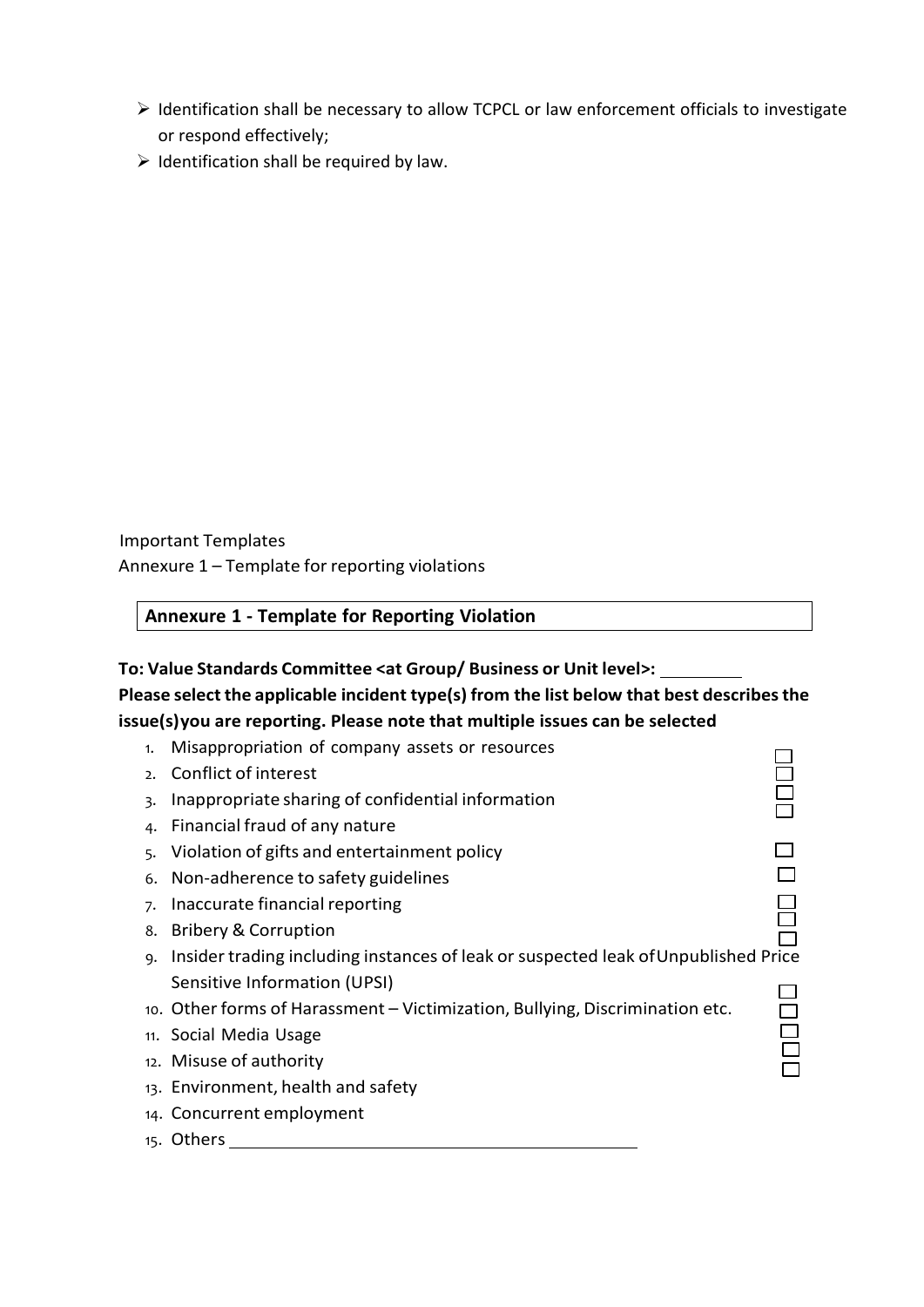- ➢ Identification shall be necessary to allow TCPCL or law enforcement officials to investigate or respond effectively;
- ➢ Identification shall be required by law.

Important Templates

Annexure 1 – Template for reporting violations

| **Annexure 1 - Template for Reporting Violation** |
|---|

**To: Value Standards Committee <at Group/ Business or Unit level>: \_\_\_\_\_\_\_\_\_**

**Please select the applicable incident type(s) from the list below that best describes the issue(s)you are reporting. Please note that multiple issues can be selected**

1. Misappropriation of company assets or resources ☐
2. Conflict of interest ☐
3. Inappropriate sharing of confidential information ☐
4. Financial fraud of any nature ☐
5. Violation of gifts and entertainment policy ☐
6. Non-adherence to safety guidelines ☐
7. Inaccurate financial reporting ☐
8. Bribery & Corruption ☐
9. Insider trading including instances of leak or suspected leak of Unpublished Price Sensitive Information (UPSI) ☐
10. Other forms of Harassment – Victimization, Bullying, Discrimination etc. ☐
11. Social Media Usage ☐
12. Misuse of authority ☐
13. Environment, health and safety ☐
14. Concurrent employment ☐
15. Others \_\_\_\_\_\_\_\_\_\_\_\_\_\_\_\_\_\_\_\_\_\_\_\_\_\_\_\_\_\_\_\_\_\_\_\_\_\_\_\_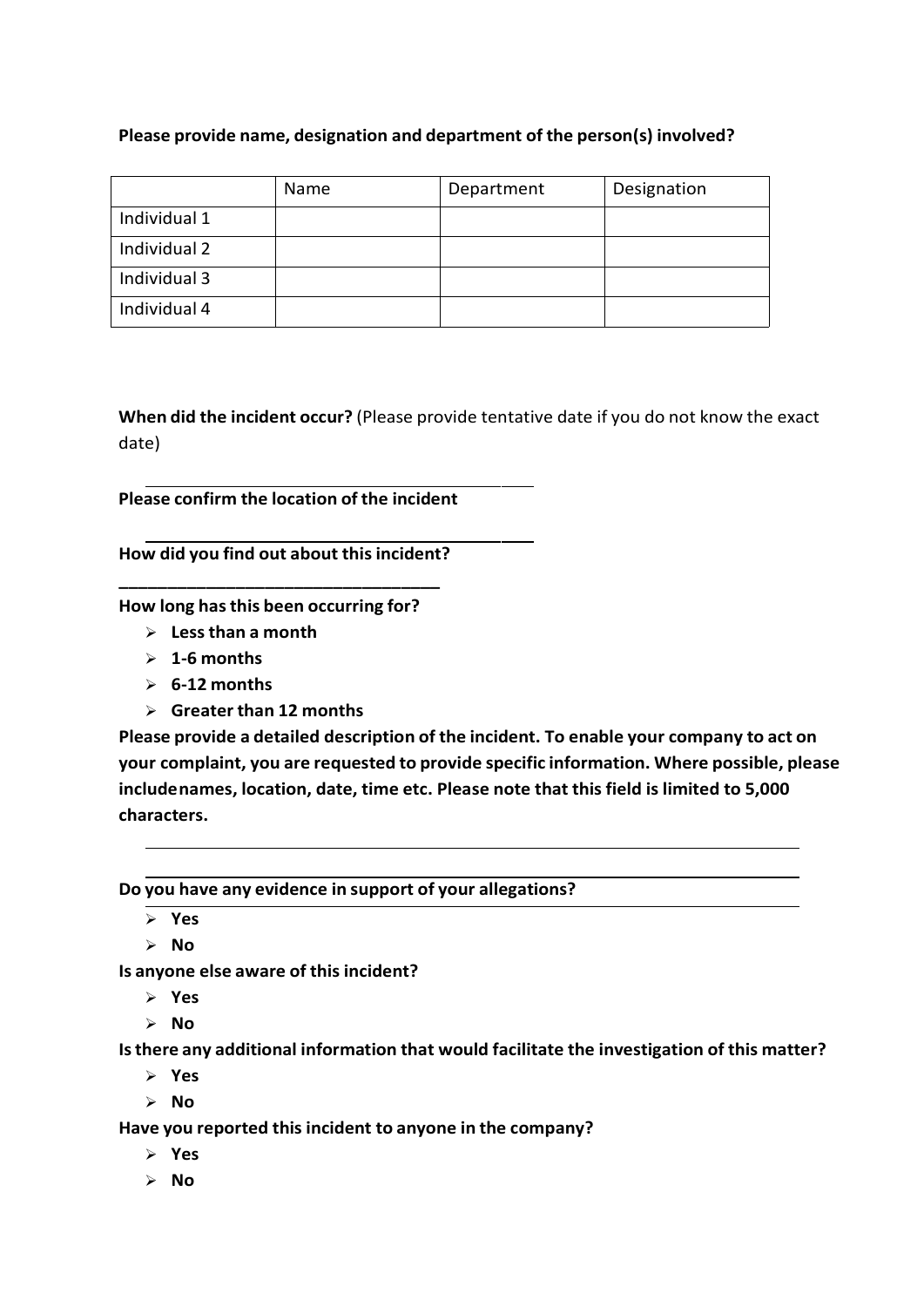**Please provide name, designation and department of the person(s) involved?**

| | Name | Department | Designation |
|---|---|---|---|
| Individual 1 | | | |
| Individual 2 | | | |
| Individual 3 | | | |
| Individual 4 | | | |

**When did the incident occur?** (Please provide tentative date if you do not know the exact date)

______________________________________________

**Please confirm the location of the incident**

______________________________________________

**How did you find out about this incident?**

______________________________________________

**How long has this been occurring for?**

- **Less than a month**
- **1-6 months**
- **6-12 months**
- **Greater than 12 months**

**Please provide a detailed description of the incident. To enable your company to act on your complaint, you are requested to provide specific information. Where possible, please includenames, location, date, time etc. Please note that this field is limited to 5,000 characters.**

______________________________________________________________________________

______________________________________________________________________________

**Do you have any evidence in support of your allegations?**

- **Yes**
- **No**

**Is anyone else aware of this incident?**

- **Yes**
- **No**

**Is there any additional information that would facilitate the investigation of this matter?**

- **Yes**
- **No**

**Have you reported this incident to anyone in the company?**

- **Yes**
- **No**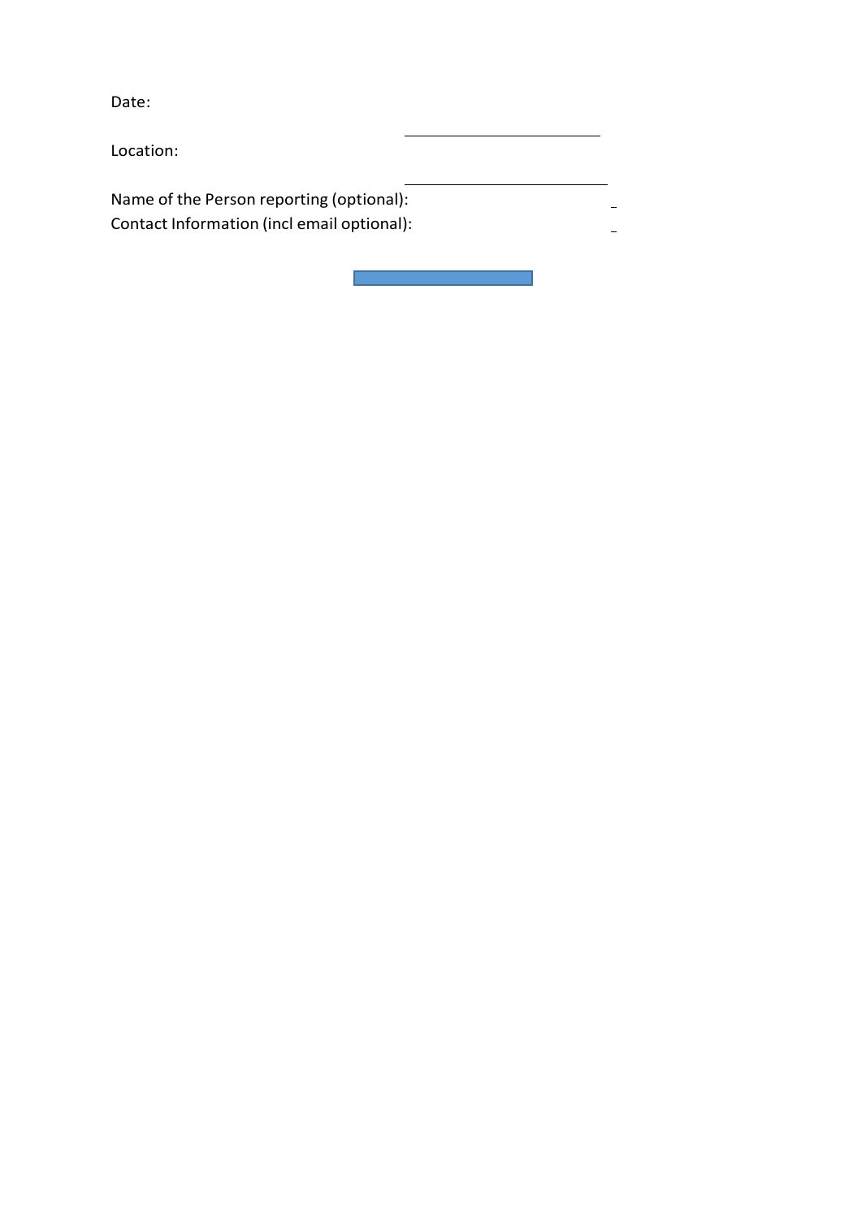Date:

Location:

Name of the Person reporting (optional):

Contact Information (incl email optional):